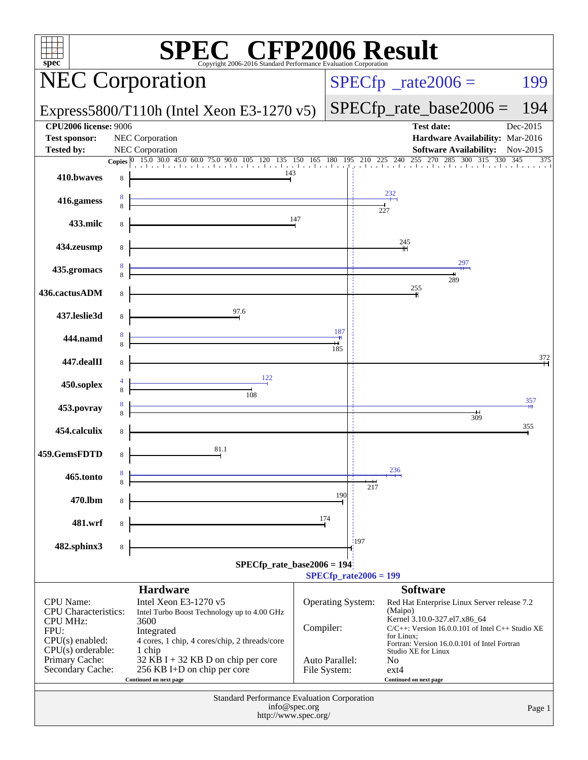# SPEC CFP2006 Result

Copyright 2006-2016 Standard Performance Evaluation Corporation

## NEC Corporation

**Express5800/T110h (Intel Xeon E3-1270 v5)**

SPECfp_rate2006 = 199

SPECfp_rate_base2006 = 194

| | | | |
|---|---|---|---|
| **CPU2006 license:** | 9006 | **Test date:** | Dec-2015 |
| **Test sponsor:** | NEC Corporation | **Hardware Availability:** | Mar-2016 |
| **Tested by:** | NEC Corporation | **Software Availability:** | Nov-2015 |

| Benchmark | Copies (peak) | Copies (base) | Peak | Base |
|---|---|---|---|---|
| 410.bwaves | | 8 | | 143 |
| 416.gamess | 8 | 8 | 232 | 227 |
| 433.milc | | 8 | | 147 |
| 434.zeusmp | | 8 | | 245 |
| 435.gromacs | 8 | 8 | 297 | 289 |
| 436.cactusADM | | 8 | | 255 |
| 437.leslie3d | | 8 | | 97.6 |
| 444.namd | 8 | 8 | 187 | 185 |
| 447.dealII | | 8 | | 372 |
| 450.soplex | 4 | 8 | 122 | 108 |
| 453.povray | 8 | 8 | 357 | 309 |
| 454.calculix | | 8 | | 355 |
| 459.GemsFDTD | | 8 | | 81.1 |
| 465.tonto | 8 | 8 | 236 | 217 |
| 470.lbm | | 8 | | 190 |
| 481.wrf | | 8 | | 174 |
| 482.sphinx3 | | 8 | | 197 |

SPECfp_rate_base2006 = 194

SPECfp_rate2006 = 199

### Hardware

| | |
|---|---|
| CPU Name: | Intel Xeon E3-1270 v5 |
| CPU Characteristics: | Intel Turbo Boost Technology up to 4.00 GHz |
| CPU MHz: | 3600 |
| FPU: | Integrated |
| CPU(s) enabled: | 4 cores, 1 chip, 4 cores/chip, 2 threads/core |
| CPU(s) orderable: | 1 chip |
| Primary Cache: | 32 KB I + 32 KB D on chip per core |
| Secondary Cache: | 256 KB I+D on chip per core |

Continued on next page

### Software

| | |
|---|---|
| Operating System: | Red Hat Enterprise Linux Server release 7.2 (Maipo) Kernel 3.10.0-327.el7.x86_64 |
| Compiler: | C/C++: Version 16.0.0.101 of Intel C++ Studio XE for Linux; Fortran: Version 16.0.0.101 of Intel Fortran Studio XE for Linux |
| Auto Parallel: | No |
| File System: | ext4 |

Continued on next page

Standard Performance Evaluation Corporation
info@spec.org
http://www.spec.org/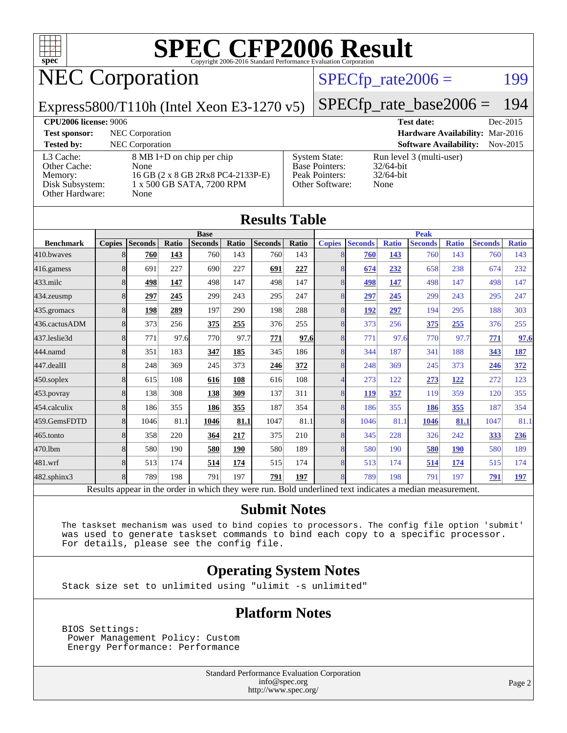# SPEC CFP2006 Result

Copyright 2006-2016 Standard Performance Evaluation Corporation

## NEC Corporation

Express5800/T110h (Intel Xeon E3-1270 v5)

SPECfp_rate2006 = 199

SPECfp_rate_base2006 = 194

**CPU2006 license:** 9006

**Test sponsor:** NEC Corporation

**Tested by:** NEC Corporation

**Test date:** Dec-2015

**Hardware Availability:** Mar-2016

**Software Availability:** Nov-2015

| | |
|---|---|
| L3 Cache: | 8 MB I+D on chip per chip |
| Other Cache: | None |
| Memory: | 16 GB (2 x 8 GB 2Rx8 PC4-2133P-E) |
| Disk Subsystem: | 1 x 500 GB SATA, 7200 RPM |
| Other Hardware: | None |

| | |
|---|---|
| System State: | Run level 3 (multi-user) |
| Base Pointers: | 32/64-bit |
| Peak Pointers: | 32/64-bit |
| Other Software: | None |

## Results Table

| | Base | | | | | | | | Peak | | | | | | | |
|---|---|---|---|---|---|---|---|---|---|---|---|---|---|---|---|---|
| Benchmark | Copies | Seconds | Ratio | Seconds | Ratio | Seconds | Ratio | | Copies | Seconds | Ratio | Seconds | Ratio | Seconds | Ratio |
| 410.bwaves | 8 | **760** | **143** | 760 | 143 | 760 | 143 | | 8 | **760** | **143** | 760 | 143 | 760 | 143 |
| 416.gamess | 8 | 691 | 227 | 690 | 227 | **691** | **227** | | 8 | **674** | **232** | 658 | 238 | 674 | 232 |
| 433.milc | 8 | **498** | **147** | 498 | 147 | 498 | 147 | | 8 | **498** | **147** | 498 | 147 | 498 | 147 |
| 434.zeusmp | 8 | **297** | **245** | 299 | 243 | 295 | 247 | | 8 | **297** | **245** | 299 | 243 | 295 | 247 |
| 435.gromacs | 8 | **198** | **289** | 197 | 290 | 198 | 288 | | 8 | **192** | **297** | 194 | 295 | 188 | 303 |
| 436.cactusADM | 8 | 373 | 256 | **375** | **255** | 376 | 255 | | 8 | 373 | 256 | **375** | **255** | 376 | 255 |
| 437.leslie3d | 8 | 771 | 97.6 | 770 | 97.7 | **771** | **97.6** | | 8 | 771 | 97.6 | 770 | 97.7 | **771** | **97.6** |
| 444.namd | 8 | 351 | 183 | **347** | **185** | 345 | 186 | | 8 | 344 | 187 | 341 | 188 | **343** | **187** |
| 447.dealII | 8 | 248 | 369 | 245 | 373 | **246** | **372** | | 8 | 248 | 369 | 245 | 373 | **246** | **372** |
| 450.soplex | 8 | 615 | 108 | **616** | **108** | 616 | 108 | | 4 | 273 | 122 | **273** | **122** | 272 | 123 |
| 453.povray | 8 | 138 | 308 | **138** | **309** | 137 | 311 | | 8 | **119** | **357** | 119 | 359 | 120 | 355 |
| 454.calculix | 8 | 186 | 355 | **186** | **355** | 187 | 354 | | 8 | 186 | 355 | **186** | **355** | 187 | 354 |
| 459.GemsFDTD | 8 | 1046 | 81.1 | **1046** | **81.1** | 1047 | 81.1 | | 8 | 1046 | 81.1 | **1046** | **81.1** | 1047 | 81.1 |
| 465.tonto | 8 | 358 | 220 | **364** | **217** | 375 | 210 | | 8 | 345 | 228 | 326 | 242 | **333** | **236** |
| 470.lbm | 8 | 580 | 190 | **580** | **190** | 580 | 189 | | 8 | 580 | 190 | **580** | **190** | 580 | 189 |
| 481.wrf | 8 | 513 | 174 | **514** | **174** | 515 | 174 | | 8 | 513 | 174 | **514** | **174** | 515 | 174 |
| 482.sphinx3 | 8 | 789 | 198 | 791 | 197 | **791** | **197** | | 8 | 789 | 198 | 791 | 197 | **791** | **197** |

Results appear in the order in which they were run. Bold underlined text indicates a median measurement.

## Submit Notes

```
The taskset mechanism was used to bind copies to processors. The config file option 'submit'
was used to generate taskset commands to bind each copy to a specific processor.
For details, please see the config file.
```

## Operating System Notes

```
Stack size set to unlimited using "ulimit -s unlimited"
```

## Platform Notes

```
BIOS Settings:
 Power Management Policy: Custom
 Energy Performance: Performance
```

Standard Performance Evaluation Corporation
info@spec.org
http://www.spec.org/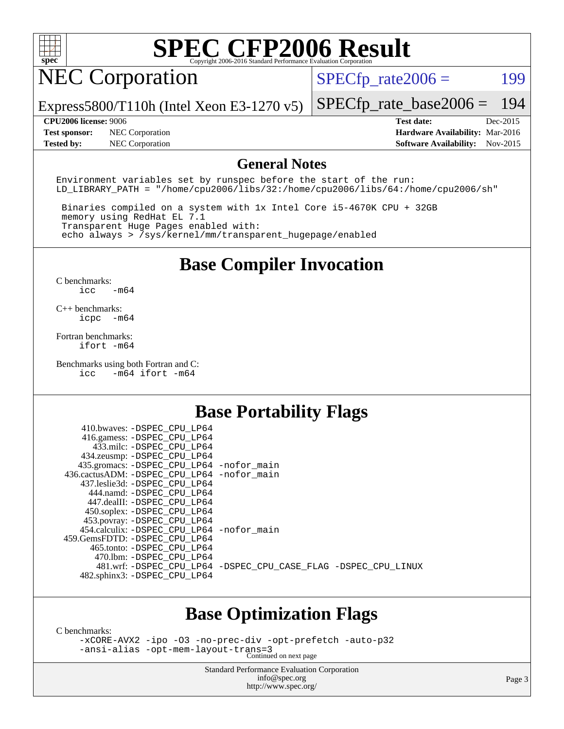# SPEC CFP2006 Result

Copyright 2006-2016 Standard Performance Evaluation Corporation

## NEC Corporation

Express5800/T110h (Intel Xeon E3-1270 v5)

SPECfp_rate2006 = 199

SPECfp_rate_base2006 = 194

**CPU2006 license:** 9006
**Test sponsor:** NEC Corporation
**Tested by:** NEC Corporation

**Test date:** Dec-2015
**Hardware Availability:** Mar-2016
**Software Availability:** Nov-2015

## General Notes

```
Environment variables set by runspec before the start of the run:
LD_LIBRARY_PATH = "/home/cpu2006/libs/32:/home/cpu2006/libs/64:/home/cpu2006/sh"

 Binaries compiled on a system with 1x Intel Core i5-4670K CPU + 32GB
 memory using RedHat EL 7.1
 Transparent Huge Pages enabled with:
 echo always > /sys/kernel/mm/transparent_hugepage/enabled
```

## Base Compiler Invocation

C benchmarks:
`icc -m64`

C++ benchmarks:
`icpc -m64`

Fortran benchmarks:
`ifort -m64`

Benchmarks using both Fortran and C:
`icc -m64 ifort -m64`

## Base Portability Flags

410.bwaves: -DSPEC_CPU_LP64
416.gamess: -DSPEC_CPU_LP64
433.milc: -DSPEC_CPU_LP64
434.zeusmp: -DSPEC_CPU_LP64
435.gromacs: -DSPEC_CPU_LP64 -nofor_main
436.cactusADM: -DSPEC_CPU_LP64 -nofor_main
437.leslie3d: -DSPEC_CPU_LP64
444.namd: -DSPEC_CPU_LP64
447.dealII: -DSPEC_CPU_LP64
450.soplex: -DSPEC_CPU_LP64
453.povray: -DSPEC_CPU_LP64
454.calculix: -DSPEC_CPU_LP64 -nofor_main
459.GemsFDTD: -DSPEC_CPU_LP64
465.tonto: -DSPEC_CPU_LP64
470.lbm: -DSPEC_CPU_LP64
481.wrf: -DSPEC_CPU_LP64 -DSPEC_CPU_CASE_FLAG -DSPEC_CPU_LINUX
482.sphinx3: -DSPEC_CPU_LP64

## Base Optimization Flags

C benchmarks:
```
-xCORE-AVX2 -ipo -O3 -no-prec-div -opt-prefetch -auto-p32
-ansi-alias -opt-mem-layout-trans=3
```
Continued on next page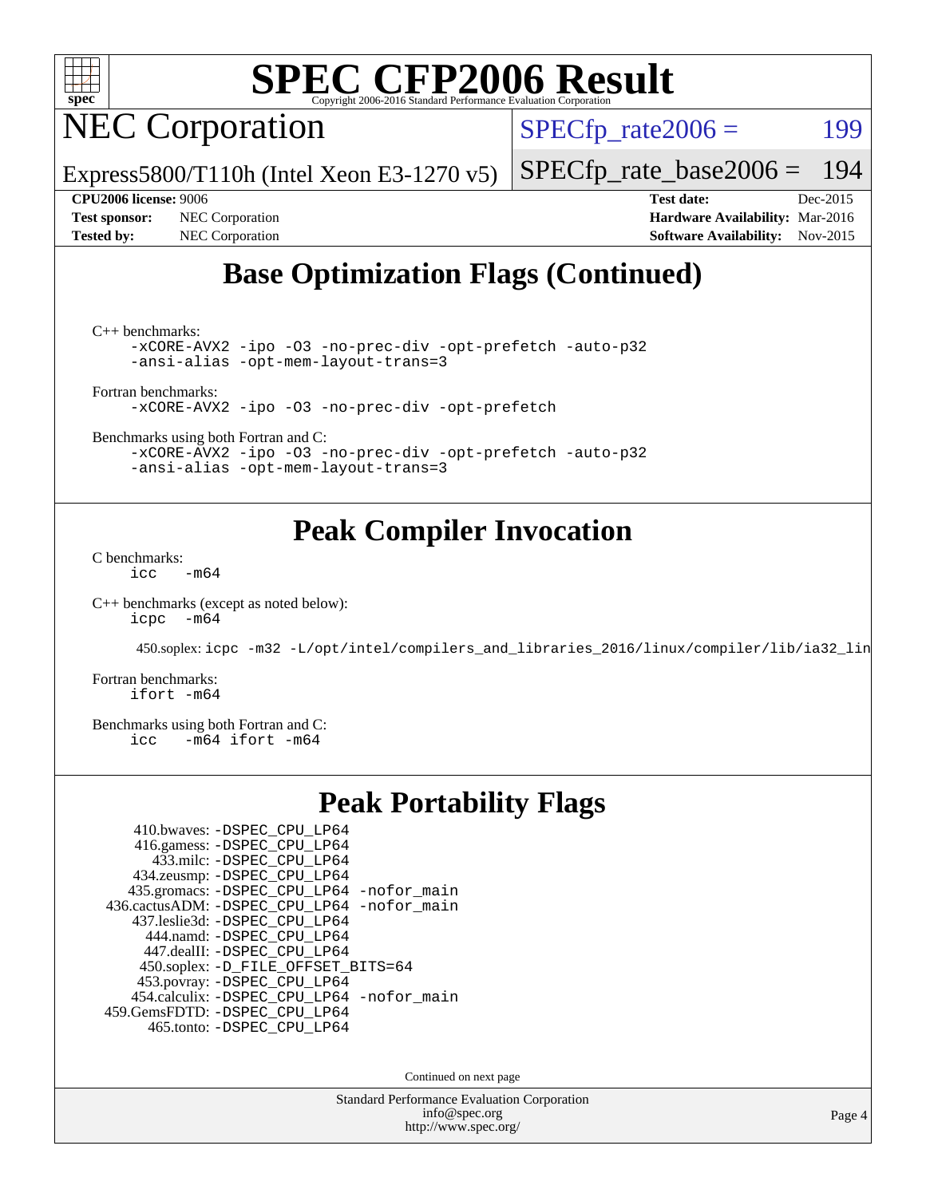# SPEC CFP2006 Result

## NEC Corporation

Express5800/T110h (Intel Xeon E3-1270 v5)

SPECfp_rate2006 = 199

SPECfp_rate_base2006 = 194

**CPU2006 license:** 9006
**Test sponsor:** NEC Corporation
**Tested by:** NEC Corporation

**Test date:** Dec-2015
**Hardware Availability:** Mar-2016
**Software Availability:** Nov-2015

## Base Optimization Flags (Continued)

C++ benchmarks:
```
-xCORE-AVX2 -ipo -O3 -no-prec-div -opt-prefetch -auto-p32
-ansi-alias -opt-mem-layout-trans=3
```

Fortran benchmarks:
```
-xCORE-AVX2 -ipo -O3 -no-prec-div -opt-prefetch
```

Benchmarks using both Fortran and C:
```
-xCORE-AVX2 -ipo -O3 -no-prec-div -opt-prefetch -auto-p32
-ansi-alias -opt-mem-layout-trans=3
```

## Peak Compiler Invocation

C benchmarks:
```
icc   -m64
```

C++ benchmarks (except as noted below):
```
icpc  -m64
```

450.soplex: `icpc -m32 -L/opt/intel/compilers_and_libraries_2016/linux/compiler/lib/ia32_lin`

Fortran benchmarks:
```
ifort -m64
```

Benchmarks using both Fortran and C:
```
icc   -m64 ifort -m64
```

## Peak Portability Flags

410.bwaves: -DSPEC_CPU_LP64
416.gamess: -DSPEC_CPU_LP64
433.milc: -DSPEC_CPU_LP64
434.zeusmp: -DSPEC_CPU_LP64
435.gromacs: -DSPEC_CPU_LP64 -nofor_main
436.cactusADM: -DSPEC_CPU_LP64 -nofor_main
437.leslie3d: -DSPEC_CPU_LP64
444.namd: -DSPEC_CPU_LP64
447.dealII: -DSPEC_CPU_LP64
450.soplex: -D_FILE_OFFSET_BITS=64
453.povray: -DSPEC_CPU_LP64
454.calculix: -DSPEC_CPU_LP64 -nofor_main
459.GemsFDTD: -DSPEC_CPU_LP64
465.tonto: -DSPEC_CPU_LP64

Continued on next page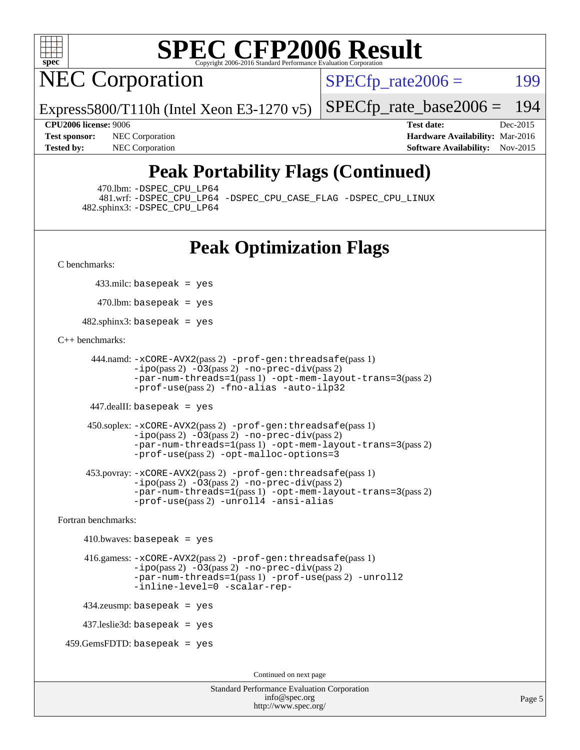## Peak Portability Flags (Continued)

470.lbm: -DSPEC_CPU_LP64
481.wrf: -DSPEC_CPU_LP64 -DSPEC_CPU_CASE_FLAG -DSPEC_CPU_LINUX
482.sphinx3: -DSPEC_CPU_LP64

## Peak Optimization Flags

C benchmarks:

433.milc: basepeak = yes

470.lbm: basepeak = yes

482.sphinx3: basepeak = yes

C++ benchmarks:

444.namd: -xCORE-AVX2(pass 2) -prof-gen:threadsafe(pass 1) -ipo(pass 2) -O3(pass 2) -no-prec-div(pass 2) -par-num-threads=1(pass 1) -opt-mem-layout-trans=3(pass 2) -prof-use(pass 2) -fno-alias -auto-ilp32

447.dealII: basepeak = yes

450.soplex: -xCORE-AVX2(pass 2) -prof-gen:threadsafe(pass 1) -ipo(pass 2) -O3(pass 2) -no-prec-div(pass 2) -par-num-threads=1(pass 1) -opt-mem-layout-trans=3(pass 2) -prof-use(pass 2) -opt-malloc-options=3

453.povray: -xCORE-AVX2(pass 2) -prof-gen:threadsafe(pass 1) -ipo(pass 2) -O3(pass 2) -no-prec-div(pass 2) -par-num-threads=1(pass 1) -opt-mem-layout-trans=3(pass 2) -prof-use(pass 2) -unroll4 -ansi-alias

Fortran benchmarks:

410.bwaves: basepeak = yes

416.gamess: -xCORE-AVX2(pass 2) -prof-gen:threadsafe(pass 1) -ipo(pass 2) -O3(pass 2) -no-prec-div(pass 2) -par-num-threads=1(pass 1) -prof-use(pass 2) -unroll2 -inline-level=0 -scalar-rep-

434.zeusmp: basepeak = yes

437.leslie3d: basepeak = yes

459.GemsFDTD: basepeak = yes

Continued on next page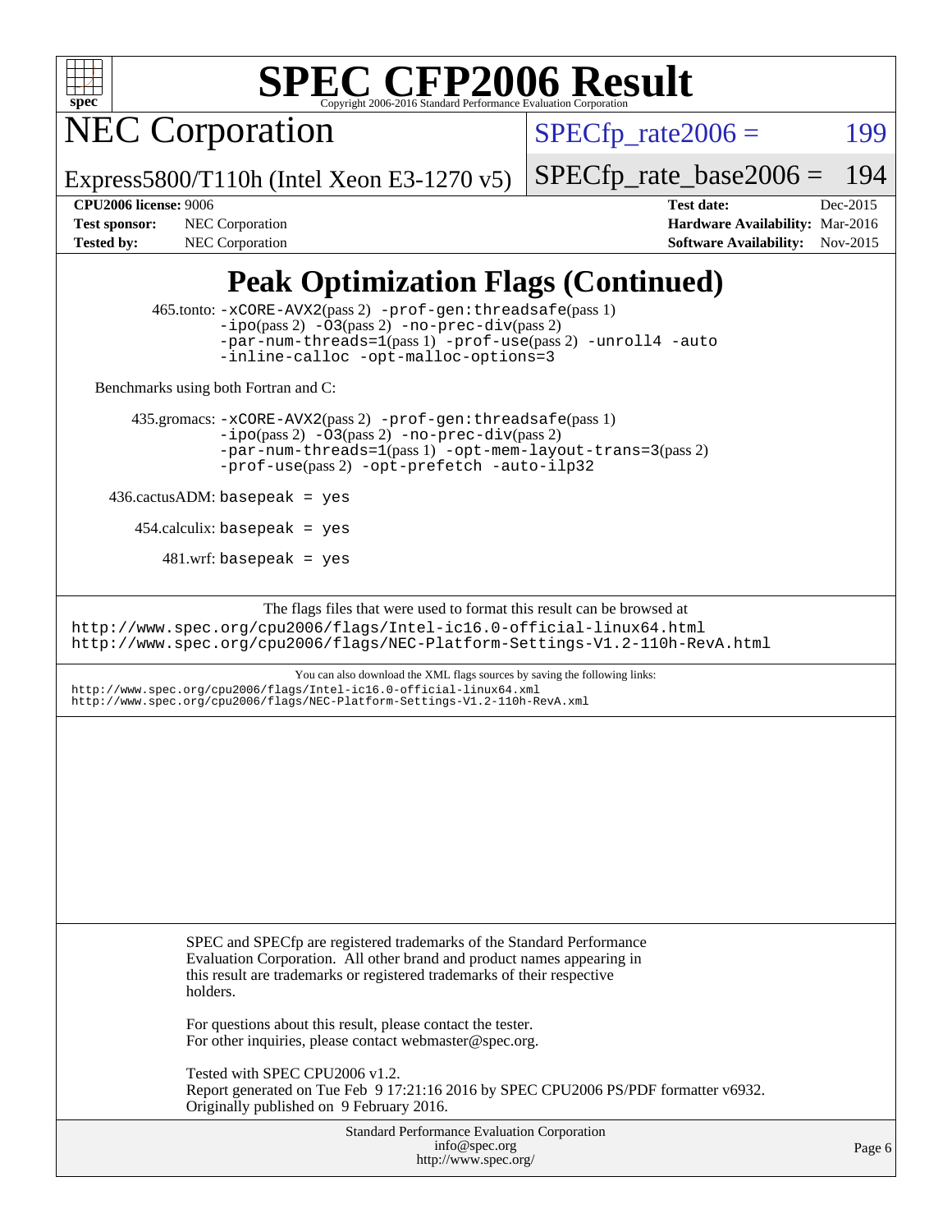# SPEC CFP2006 Result

Copyright 2006-2016 Standard Performance Evaluation Corporation

## NEC Corporation

Express5800/T110h (Intel Xeon E3-1270 v5)

SPECfp_rate2006 = 199

SPECfp_rate_base2006 = 194

**CPU2006 license:** 9006
**Test sponsor:** NEC Corporation
**Tested by:** NEC Corporation

**Test date:** Dec-2015
**Hardware Availability:** Mar-2016
**Software Availability:** Nov-2015

## Peak Optimization Flags (Continued)

465.tonto: -xCORE-AVX2(pass 2) -prof-gen:threadsafe(pass 1) -ipo(pass 2) -O3(pass 2) -no-prec-div(pass 2) -par-num-threads=1(pass 1) -prof-use(pass 2) -unroll4 -auto -inline-calloc -opt-malloc-options=3

Benchmarks using both Fortran and C:

435.gromacs: -xCORE-AVX2(pass 2) -prof-gen:threadsafe(pass 1) -ipo(pass 2) -O3(pass 2) -no-prec-div(pass 2) -par-num-threads=1(pass 1) -opt-mem-layout-trans=3(pass 2) -prof-use(pass 2) -opt-prefetch -auto-ilp32

436.cactusADM: basepeak = yes

454.calculix: basepeak = yes

481.wrf: basepeak = yes

The flags files that were used to format this result can be browsed at
http://www.spec.org/cpu2006/flags/Intel-ic16.0-official-linux64.html
http://www.spec.org/cpu2006/flags/NEC-Platform-Settings-V1.2-110h-RevA.html

You can also download the XML flags sources by saving the following links:
http://www.spec.org/cpu2006/flags/Intel-ic16.0-official-linux64.xml
http://www.spec.org/cpu2006/flags/NEC-Platform-Settings-V1.2-110h-RevA.xml

SPEC and SPECfp are registered trademarks of the Standard Performance Evaluation Corporation. All other brand and product names appearing in this result are trademarks or registered trademarks of their respective holders.

For questions about this result, please contact the tester.
For other inquiries, please contact webmaster@spec.org.

Tested with SPEC CPU2006 v1.2.
Report generated on Tue Feb 9 17:21:16 2016 by SPEC CPU2006 PS/PDF formatter v6932.
Originally published on 9 February 2016.

Standard Performance Evaluation Corporation
info@spec.org
http://www.spec.org/